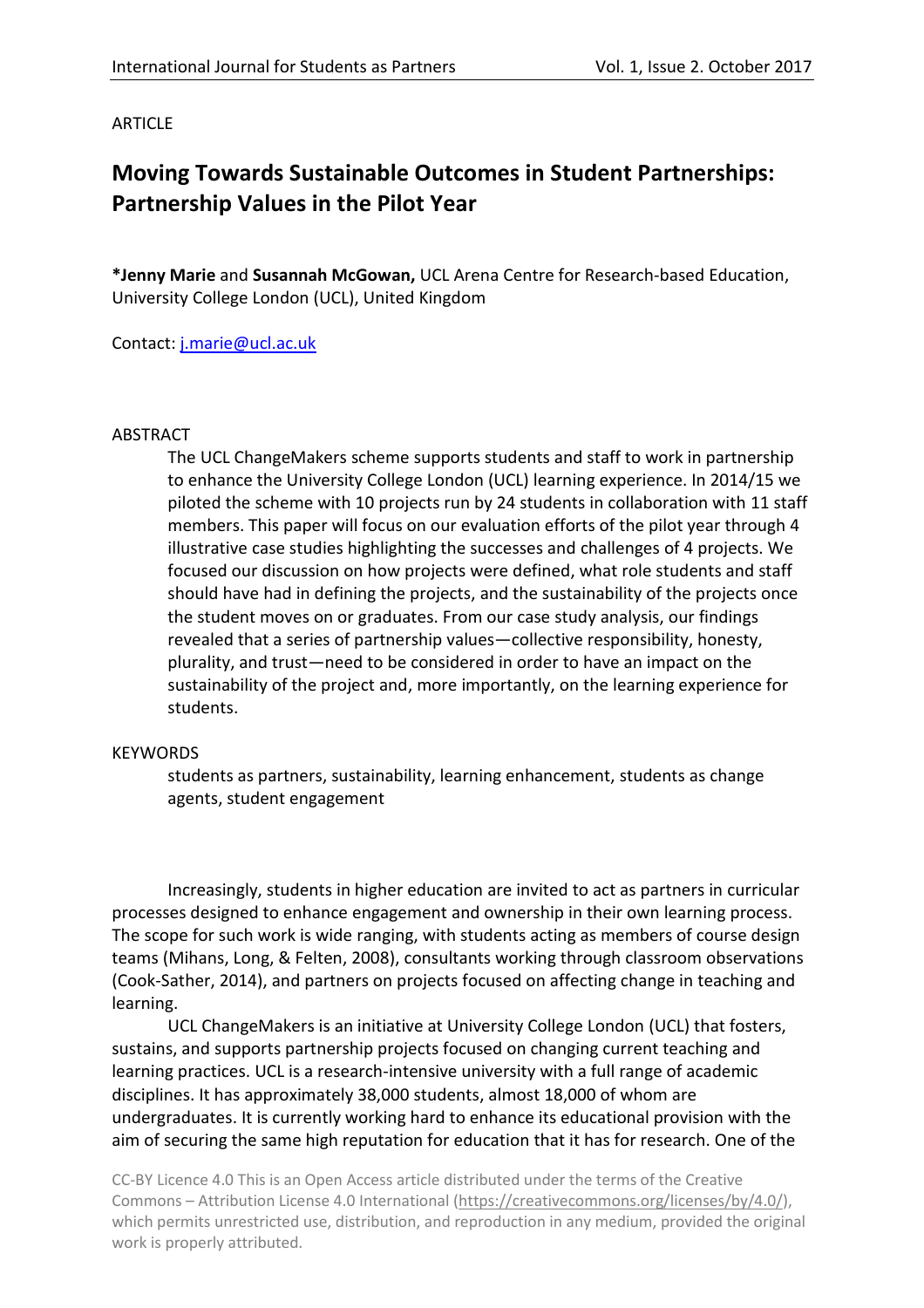ARTICLE

# Moving Towards Sustainable Outcomes in Student Partnerships: Partnership Values in the Pilot Year

**\*Jenny Marie** and **Susannah McGowan,** UCL Arena Centre for Research-based Education, University College London (UCL), United Kingdom

Contact: j.marie@ucl.ac.uk

ABSTRACT

The UCL ChangeMakers scheme supports students and staff to work in partnership to enhance the University College London (UCL) learning experience. In 2014/15 we piloted the scheme with 10 projects run by 24 students in collaboration with 11 staff members. This paper will focus on our evaluation efforts of the pilot year through 4 illustrative case studies highlighting the successes and challenges of 4 projects. We focused our discussion on how projects were defined, what role students and staff should have had in defining the projects, and the sustainability of the projects once the student moves on or graduates. From our case study analysis, our findings revealed that a series of partnership values—collective responsibility, honesty, plurality, and trust—need to be considered in order to have an impact on the sustainability of the project and, more importantly, on the learning experience for students.

KEYWORDS

students as partners, sustainability, learning enhancement, students as change agents, student engagement

Increasingly, students in higher education are invited to act as partners in curricular processes designed to enhance engagement and ownership in their own learning process. The scope for such work is wide ranging, with students acting as members of course design teams (Mihans, Long, & Felten, 2008), consultants working through classroom observations (Cook-Sather, 2014), and partners on projects focused on affecting change in teaching and learning.

UCL ChangeMakers is an initiative at University College London (UCL) that fosters, sustains, and supports partnership projects focused on changing current teaching and learning practices. UCL is a research-intensive university with a full range of academic disciplines. It has approximately 38,000 students, almost 18,000 of whom are undergraduates. It is currently working hard to enhance its educational provision with the aim of securing the same high reputation for education that it has for research. One of the

CC-BY Licence 4.0 This is an Open Access article distributed under the terms of the Creative Commons – Attribution License 4.0 International (https://creativecommons.org/licenses/by/4.0/), which permits unrestricted use, distribution, and reproduction in any medium, provided the original work is properly attributed.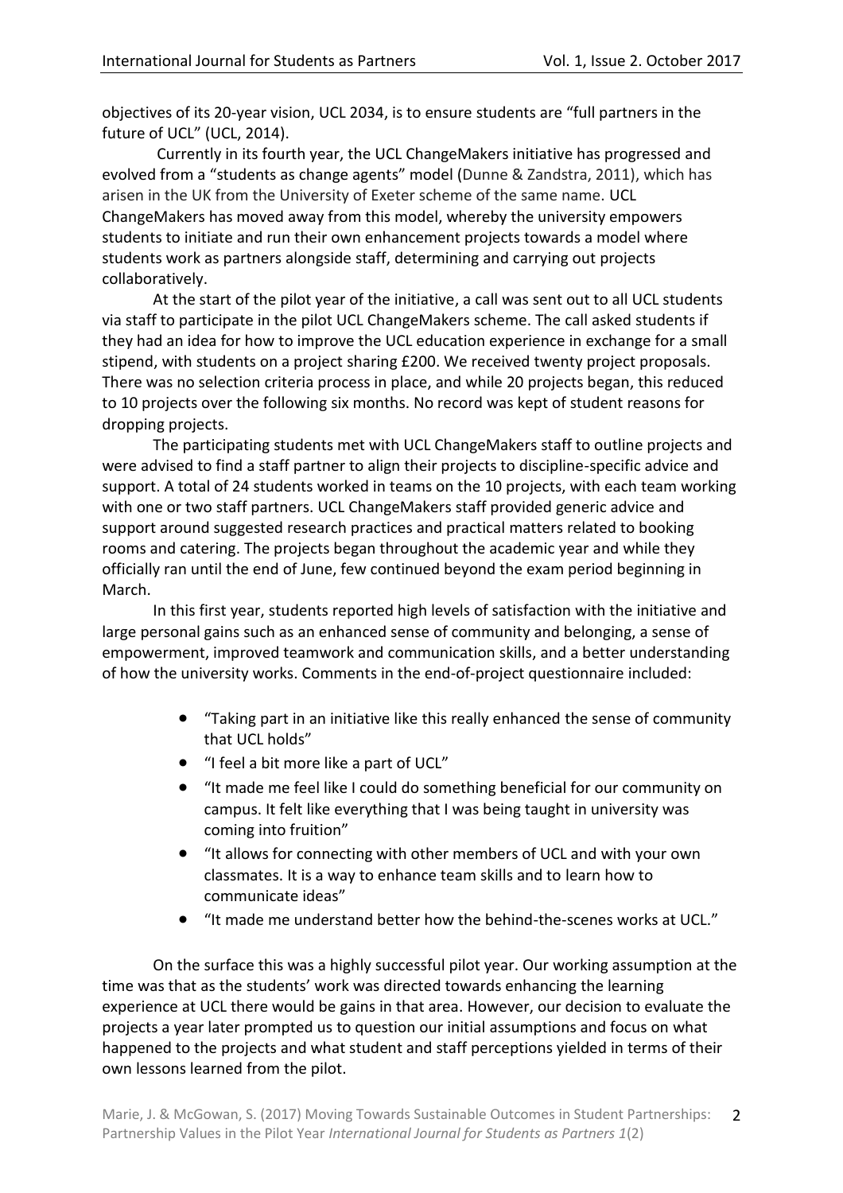objectives of its 20-year vision, UCL 2034, is to ensure students are "full partners in the future of UCL" (UCL, 2014).

Currently in its fourth year, the UCL ChangeMakers initiative has progressed and evolved from a "students as change agents" model (Dunne & Zandstra, 2011), which has arisen in the UK from the University of Exeter scheme of the same name. UCL ChangeMakers has moved away from this model, whereby the university empowers students to initiate and run their own enhancement projects towards a model where students work as partners alongside staff, determining and carrying out projects collaboratively.

At the start of the pilot year of the initiative, a call was sent out to all UCL students via staff to participate in the pilot UCL ChangeMakers scheme. The call asked students if they had an idea for how to improve the UCL education experience in exchange for a small stipend, with students on a project sharing £200. We received twenty project proposals. There was no selection criteria process in place, and while 20 projects began, this reduced to 10 projects over the following six months. No record was kept of student reasons for dropping projects.

The participating students met with UCL ChangeMakers staff to outline projects and were advised to find a staff partner to align their projects to discipline-specific advice and support. A total of 24 students worked in teams on the 10 projects, with each team working with one or two staff partners. UCL ChangeMakers staff provided generic advice and support around suggested research practices and practical matters related to booking rooms and catering. The projects began throughout the academic year and while they officially ran until the end of June, few continued beyond the exam period beginning in March.

In this first year, students reported high levels of satisfaction with the initiative and large personal gains such as an enhanced sense of community and belonging, a sense of empowerment, improved teamwork and communication skills, and a better understanding of how the university works. Comments in the end-of-project questionnaire included:

- "Taking part in an initiative like this really enhanced the sense of community that UCL holds"
- "I feel a bit more like a part of UCL"
- "It made me feel like I could do something beneficial for our community on campus. It felt like everything that I was being taught in university was coming into fruition"
- "It allows for connecting with other members of UCL and with your own classmates. It is a way to enhance team skills and to learn how to communicate ideas"
- "It made me understand better how the behind-the-scenes works at UCL."

On the surface this was a highly successful pilot year. Our working assumption at the time was that as the students' work was directed towards enhancing the learning experience at UCL there would be gains in that area. However, our decision to evaluate the projects a year later prompted us to question our initial assumptions and focus on what happened to the projects and what student and staff perceptions yielded in terms of their own lessons learned from the pilot.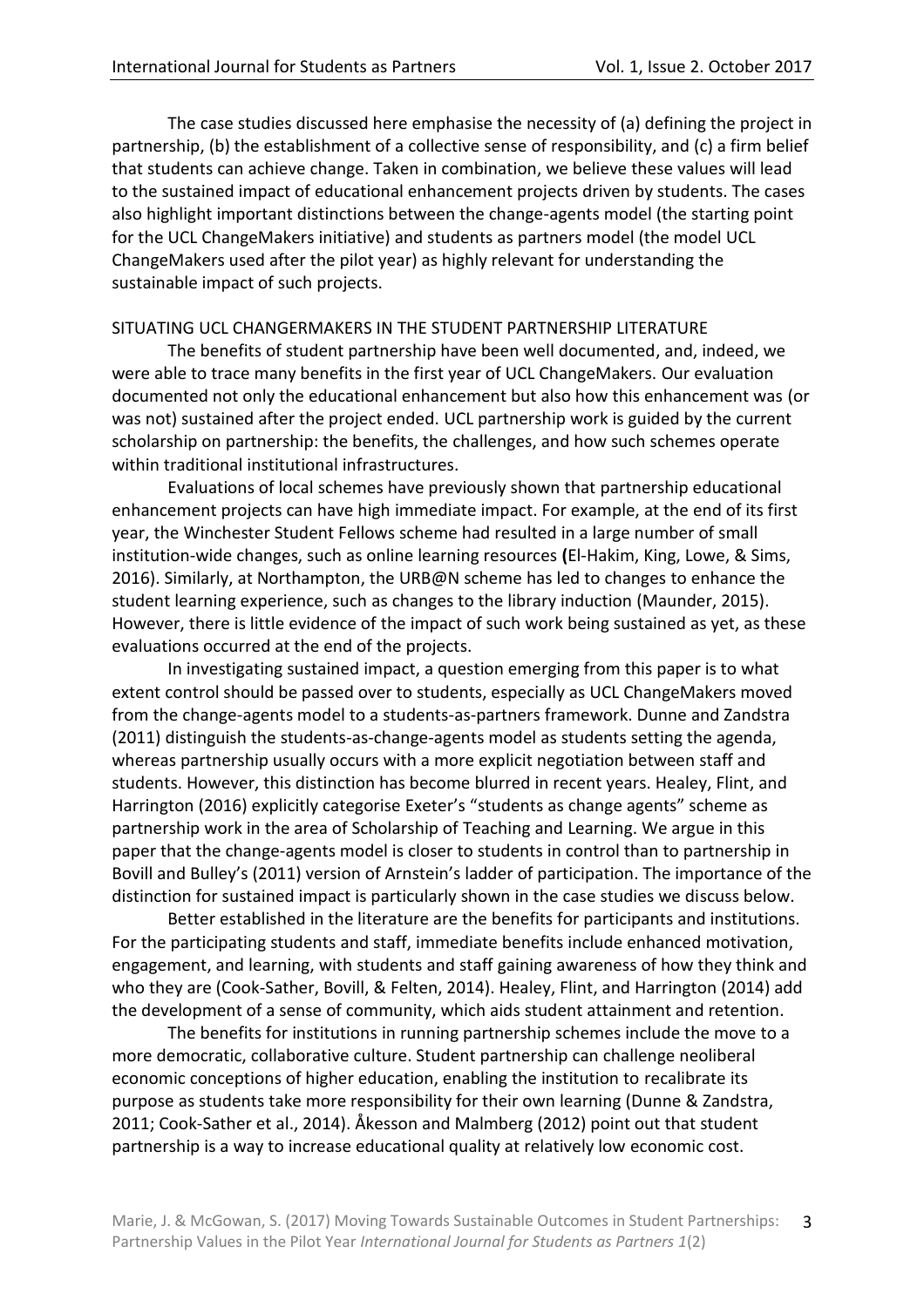The case studies discussed here emphasise the necessity of (a) defining the project in partnership, (b) the establishment of a collective sense of responsibility, and (c) a firm belief that students can achieve change. Taken in combination, we believe these values will lead to the sustained impact of educational enhancement projects driven by students. The cases also highlight important distinctions between the change-agents model (the starting point for the UCL ChangeMakers initiative) and students as partners model (the model UCL ChangeMakers used after the pilot year) as highly relevant for understanding the sustainable impact of such projects.

## SITUATING UCL CHANGERMAKERS IN THE STUDENT PARTNERSHIP LITERATURE

The benefits of student partnership have been well documented, and, indeed, we were able to trace many benefits in the first year of UCL ChangeMakers. Our evaluation documented not only the educational enhancement but also how this enhancement was (or was not) sustained after the project ended. UCL partnership work is guided by the current scholarship on partnership: the benefits, the challenges, and how such schemes operate within traditional institutional infrastructures.

Evaluations of local schemes have previously shown that partnership educational enhancement projects can have high immediate impact. For example, at the end of its first year, the Winchester Student Fellows scheme had resulted in a large number of small institution-wide changes, such as online learning resources **(**El-Hakim, King, Lowe, & Sims, 2016). Similarly, at Northampton, the URB@N scheme has led to changes to enhance the student learning experience, such as changes to the library induction (Maunder, 2015). However, there is little evidence of the impact of such work being sustained as yet, as these evaluations occurred at the end of the projects.

In investigating sustained impact, a question emerging from this paper is to what extent control should be passed over to students, especially as UCL ChangeMakers moved from the change-agents model to a students-as-partners framework. Dunne and Zandstra (2011) distinguish the students-as-change-agents model as students setting the agenda, whereas partnership usually occurs with a more explicit negotiation between staff and students. However, this distinction has become blurred in recent years. Healey, Flint, and Harrington (2016) explicitly categorise Exeter's "students as change agents" scheme as partnership work in the area of Scholarship of Teaching and Learning. We argue in this paper that the change-agents model is closer to students in control than to partnership in Bovill and Bulley's (2011) version of Arnstein's ladder of participation. The importance of the distinction for sustained impact is particularly shown in the case studies we discuss below.

Better established in the literature are the benefits for participants and institutions. For the participating students and staff, immediate benefits include enhanced motivation, engagement, and learning, with students and staff gaining awareness of how they think and who they are (Cook-Sather, Bovill, & Felten, 2014). Healey, Flint, and Harrington (2014) add the development of a sense of community, which aids student attainment and retention.

The benefits for institutions in running partnership schemes include the move to a more democratic, collaborative culture. Student partnership can challenge neoliberal economic conceptions of higher education, enabling the institution to recalibrate its purpose as students take more responsibility for their own learning (Dunne & Zandstra, 2011; Cook-Sather et al., 2014). Åkesson and Malmberg (2012) point out that student partnership is a way to increase educational quality at relatively low economic cost.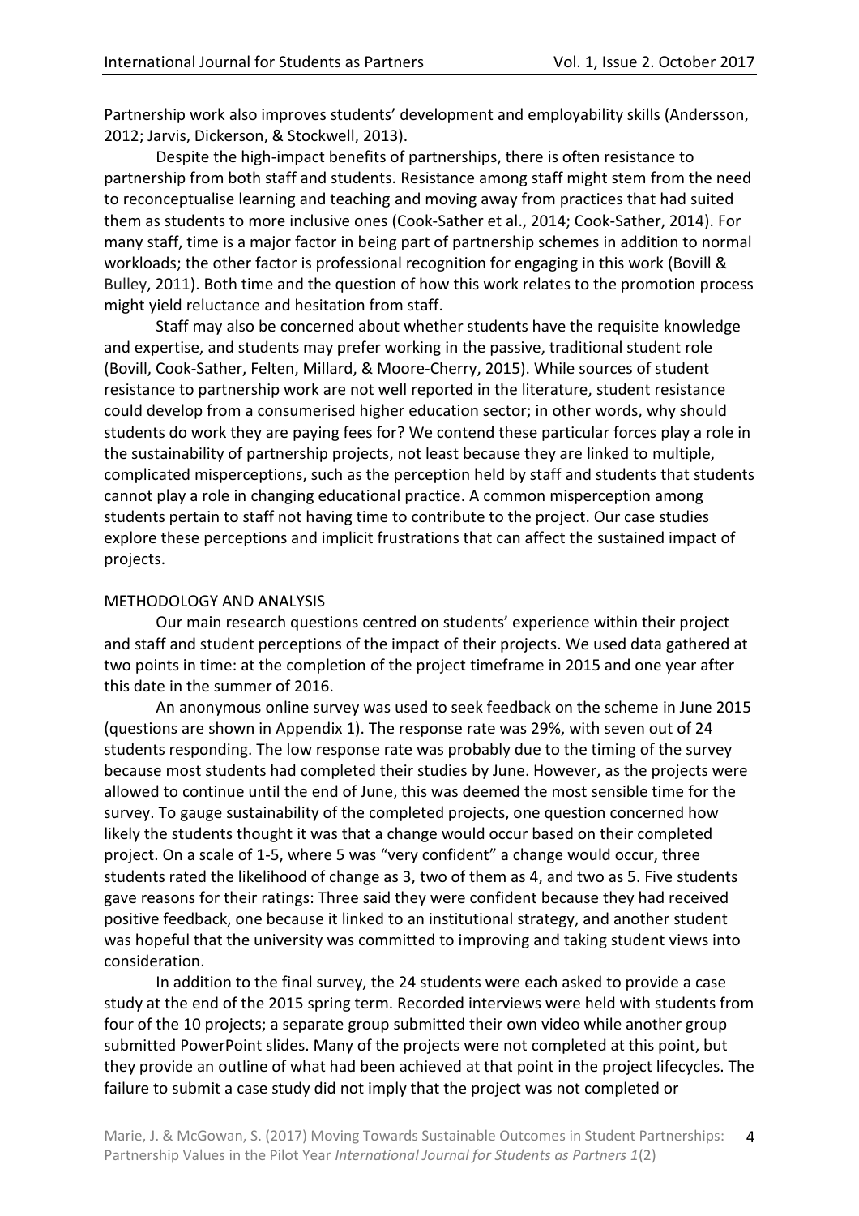Partnership work also improves students' development and employability skills (Andersson, 2012; Jarvis, Dickerson, & Stockwell, 2013).

Despite the high-impact benefits of partnerships, there is often resistance to partnership from both staff and students. Resistance among staff might stem from the need to reconceptualise learning and teaching and moving away from practices that had suited them as students to more inclusive ones (Cook-Sather et al., 2014; Cook-Sather, 2014). For many staff, time is a major factor in being part of partnership schemes in addition to normal workloads; the other factor is professional recognition for engaging in this work (Bovill & Bulley, 2011). Both time and the question of how this work relates to the promotion process might yield reluctance and hesitation from staff.

Staff may also be concerned about whether students have the requisite knowledge and expertise, and students may prefer working in the passive, traditional student role (Bovill, Cook-Sather, Felten, Millard, & Moore-Cherry, 2015). While sources of student resistance to partnership work are not well reported in the literature, student resistance could develop from a consumerised higher education sector; in other words, why should students do work they are paying fees for? We contend these particular forces play a role in the sustainability of partnership projects, not least because they are linked to multiple, complicated misperceptions, such as the perception held by staff and students that students cannot play a role in changing educational practice. A common misperception among students pertain to staff not having time to contribute to the project. Our case studies explore these perceptions and implicit frustrations that can affect the sustained impact of projects.

## METHODOLOGY AND ANALYSIS

Our main research questions centred on students' experience within their project and staff and student perceptions of the impact of their projects. We used data gathered at two points in time: at the completion of the project timeframe in 2015 and one year after this date in the summer of 2016.

An anonymous online survey was used to seek feedback on the scheme in June 2015 (questions are shown in Appendix 1). The response rate was 29%, with seven out of 24 students responding. The low response rate was probably due to the timing of the survey because most students had completed their studies by June. However, as the projects were allowed to continue until the end of June, this was deemed the most sensible time for the survey. To gauge sustainability of the completed projects, one question concerned how likely the students thought it was that a change would occur based on their completed project. On a scale of 1-5, where 5 was "very confident" a change would occur, three students rated the likelihood of change as 3, two of them as 4, and two as 5. Five students gave reasons for their ratings: Three said they were confident because they had received positive feedback, one because it linked to an institutional strategy, and another student was hopeful that the university was committed to improving and taking student views into consideration.

In addition to the final survey, the 24 students were each asked to provide a case study at the end of the 2015 spring term. Recorded interviews were held with students from four of the 10 projects; a separate group submitted their own video while another group submitted PowerPoint slides. Many of the projects were not completed at this point, but they provide an outline of what had been achieved at that point in the project lifecycles. The failure to submit a case study did not imply that the project was not completed or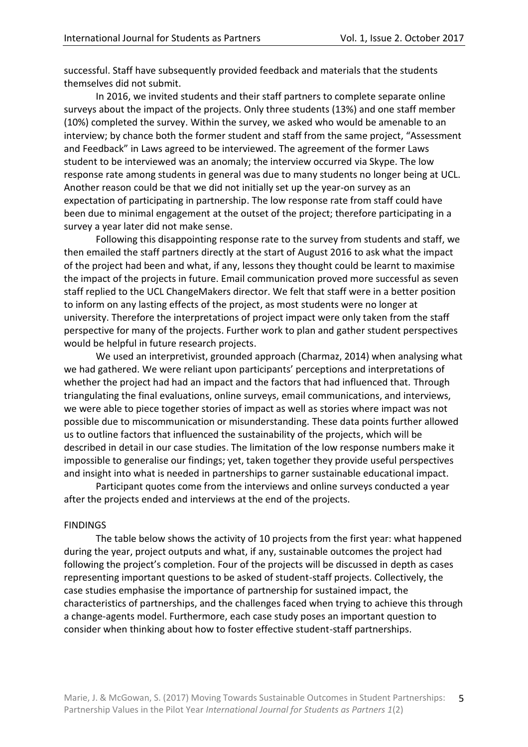successful. Staff have subsequently provided feedback and materials that the students themselves did not submit.

In 2016, we invited students and their staff partners to complete separate online surveys about the impact of the projects. Only three students (13%) and one staff member (10%) completed the survey. Within the survey, we asked who would be amenable to an interview; by chance both the former student and staff from the same project, "Assessment and Feedback" in Laws agreed to be interviewed. The agreement of the former Laws student to be interviewed was an anomaly; the interview occurred via Skype. The low response rate among students in general was due to many students no longer being at UCL. Another reason could be that we did not initially set up the year-on survey as an expectation of participating in partnership. The low response rate from staff could have been due to minimal engagement at the outset of the project; therefore participating in a survey a year later did not make sense.

Following this disappointing response rate to the survey from students and staff, we then emailed the staff partners directly at the start of August 2016 to ask what the impact of the project had been and what, if any, lessons they thought could be learnt to maximise the impact of the projects in future. Email communication proved more successful as seven staff replied to the UCL ChangeMakers director. We felt that staff were in a better position to inform on any lasting effects of the project, as most students were no longer at university. Therefore the interpretations of project impact were only taken from the staff perspective for many of the projects. Further work to plan and gather student perspectives would be helpful in future research projects.

We used an interpretivist, grounded approach (Charmaz, 2014) when analysing what we had gathered. We were reliant upon participants' perceptions and interpretations of whether the project had had an impact and the factors that had influenced that. Through triangulating the final evaluations, online surveys, email communications, and interviews, we were able to piece together stories of impact as well as stories where impact was not possible due to miscommunication or misunderstanding. These data points further allowed us to outline factors that influenced the sustainability of the projects, which will be described in detail in our case studies. The limitation of the low response numbers make it impossible to generalise our findings; yet, taken together they provide useful perspectives and insight into what is needed in partnerships to garner sustainable educational impact.

Participant quotes come from the interviews and online surveys conducted a year after the projects ended and interviews at the end of the projects.

## FINDINGS

The table below shows the activity of 10 projects from the first year: what happened during the year, project outputs and what, if any, sustainable outcomes the project had following the project's completion. Four of the projects will be discussed in depth as cases representing important questions to be asked of student-staff projects. Collectively, the case studies emphasise the importance of partnership for sustained impact, the characteristics of partnerships, and the challenges faced when trying to achieve this through a change-agents model. Furthermore, each case study poses an important question to consider when thinking about how to foster effective student-staff partnerships.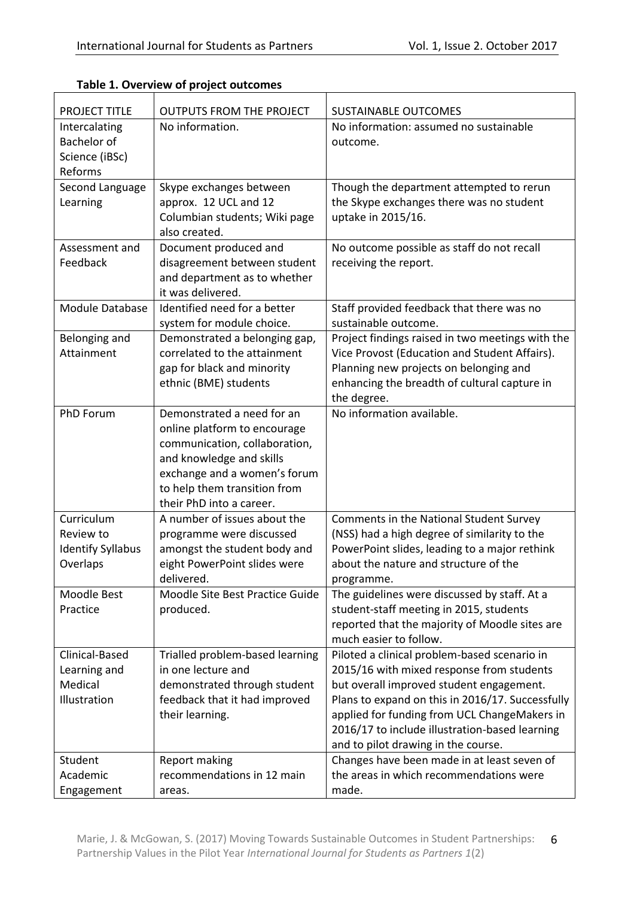**Table 1. Overview of project outcomes**

| PROJECT TITLE | OUTPUTS FROM THE PROJECT | SUSTAINABLE OUTCOMES |
|---|---|---|
| Intercalating Bachelor of Science (iBSc) Reforms | No information. | No information: assumed no sustainable outcome. |
| Second Language Learning | Skype exchanges between approx. 12 UCL and 12 Columbian students; Wiki page also created. | Though the department attempted to rerun the Skype exchanges there was no student uptake in 2015/16. |
| Assessment and Feedback | Document produced and disagreement between student and department as to whether it was delivered. | No outcome possible as staff do not recall receiving the report. |
| Module Database | Identified need for a better system for module choice. | Staff provided feedback that there was no sustainable outcome. |
| Belonging and Attainment | Demonstrated a belonging gap, correlated to the attainment gap for black and minority ethnic (BME) students | Project findings raised in two meetings with the Vice Provost (Education and Student Affairs). Planning new projects on belonging and enhancing the breadth of cultural capture in the degree. |
| PhD Forum | Demonstrated a need for an online platform to encourage communication, collaboration, and knowledge and skills exchange and a women's forum to help them transition from their PhD into a career. | No information available. |
| Curriculum Review to Identify Syllabus Overlaps | A number of issues about the programme were discussed amongst the student body and eight PowerPoint slides were delivered. | Comments in the National Student Survey (NSS) had a high degree of similarity to the PowerPoint slides, leading to a major rethink about the nature and structure of the programme. |
| Moodle Best Practice | Moodle Site Best Practice Guide produced. | The guidelines were discussed by staff. At a student-staff meeting in 2015, students reported that the majority of Moodle sites are much easier to follow. |
| Clinical-Based Learning and Medical Illustration | Trialled problem-based learning in one lecture and demonstrated through student feedback that it had improved their learning. | Piloted a clinical problem-based scenario in 2015/16 with mixed response from students but overall improved student engagement. Plans to expand on this in 2016/17. Successfully applied for funding from UCL ChangeMakers in 2016/17 to include illustration-based learning and to pilot drawing in the course. |
| Student Academic Engagement | Report making recommendations in 12 main areas. | Changes have been made in at least seven of the areas in which recommendations were made. |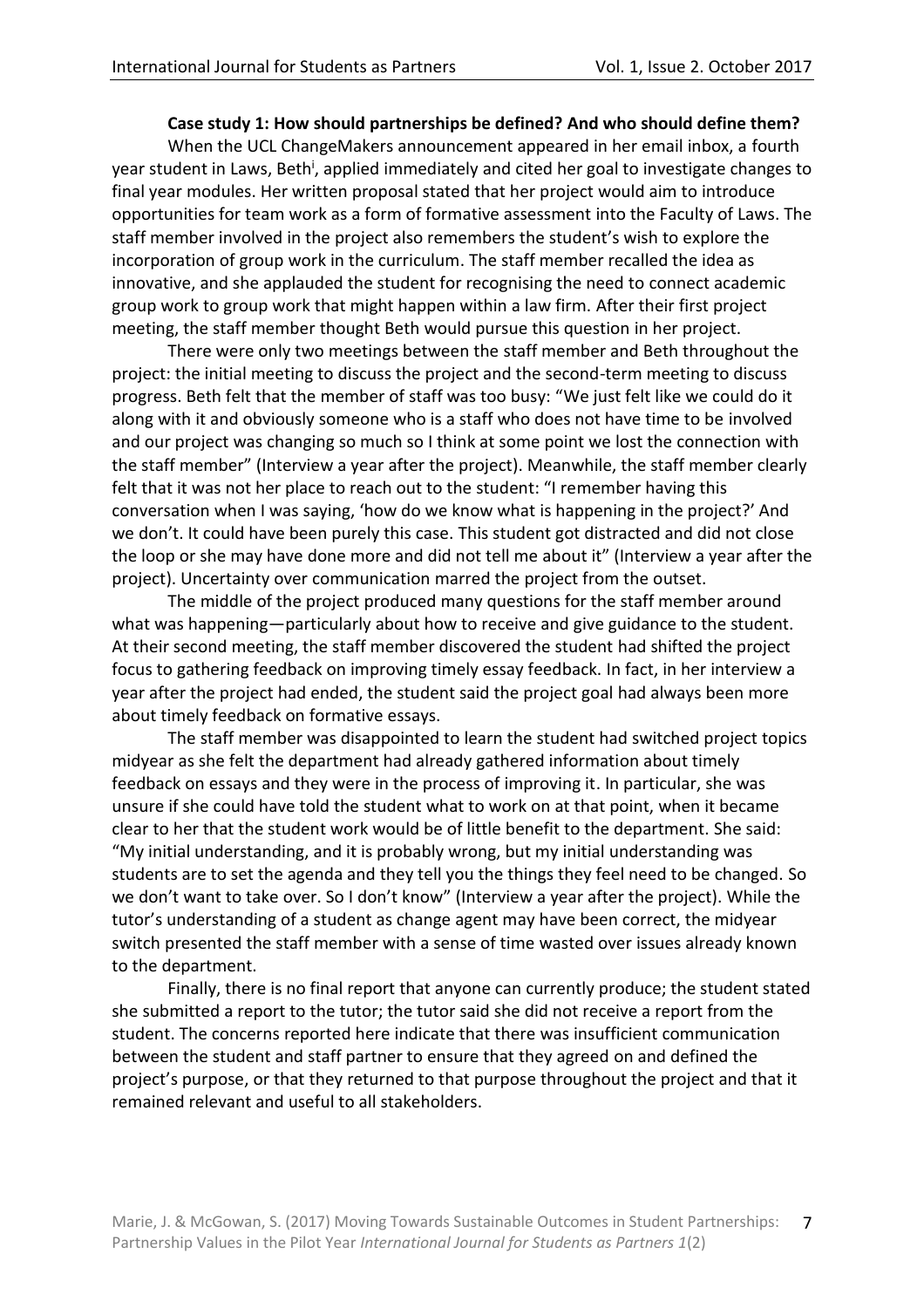**Case study 1: How should partnerships be defined? And who should define them?**

When the UCL ChangeMakers announcement appeared in her email inbox, a fourth year student in Laws, Beth[i], applied immediately and cited her goal to investigate changes to final year modules. Her written proposal stated that her project would aim to introduce opportunities for team work as a form of formative assessment into the Faculty of Laws. The staff member involved in the project also remembers the student's wish to explore the incorporation of group work in the curriculum. The staff member recalled the idea as innovative, and she applauded the student for recognising the need to connect academic group work to group work that might happen within a law firm. After their first project meeting, the staff member thought Beth would pursue this question in her project.

There were only two meetings between the staff member and Beth throughout the project: the initial meeting to discuss the project and the second-term meeting to discuss progress. Beth felt that the member of staff was too busy: "We just felt like we could do it along with it and obviously someone who is a staff who does not have time to be involved and our project was changing so much so I think at some point we lost the connection with the staff member" (Interview a year after the project). Meanwhile, the staff member clearly felt that it was not her place to reach out to the student: "I remember having this conversation when I was saying, 'how do we know what is happening in the project?' And we don't. It could have been purely this case. This student got distracted and did not close the loop or she may have done more and did not tell me about it" (Interview a year after the project). Uncertainty over communication marred the project from the outset.

The middle of the project produced many questions for the staff member around what was happening—particularly about how to receive and give guidance to the student. At their second meeting, the staff member discovered the student had shifted the project focus to gathering feedback on improving timely essay feedback. In fact, in her interview a year after the project had ended, the student said the project goal had always been more about timely feedback on formative essays.

The staff member was disappointed to learn the student had switched project topics midyear as she felt the department had already gathered information about timely feedback on essays and they were in the process of improving it. In particular, she was unsure if she could have told the student what to work on at that point, when it became clear to her that the student work would be of little benefit to the department. She said: "My initial understanding, and it is probably wrong, but my initial understanding was students are to set the agenda and they tell you the things they feel need to be changed. So we don't want to take over. So I don't know" (Interview a year after the project). While the tutor's understanding of a student as change agent may have been correct, the midyear switch presented the staff member with a sense of time wasted over issues already known to the department.

Finally, there is no final report that anyone can currently produce; the student stated she submitted a report to the tutor; the tutor said she did not receive a report from the student. The concerns reported here indicate that there was insufficient communication between the student and staff partner to ensure that they agreed on and defined the project's purpose, or that they returned to that purpose throughout the project and that it remained relevant and useful to all stakeholders.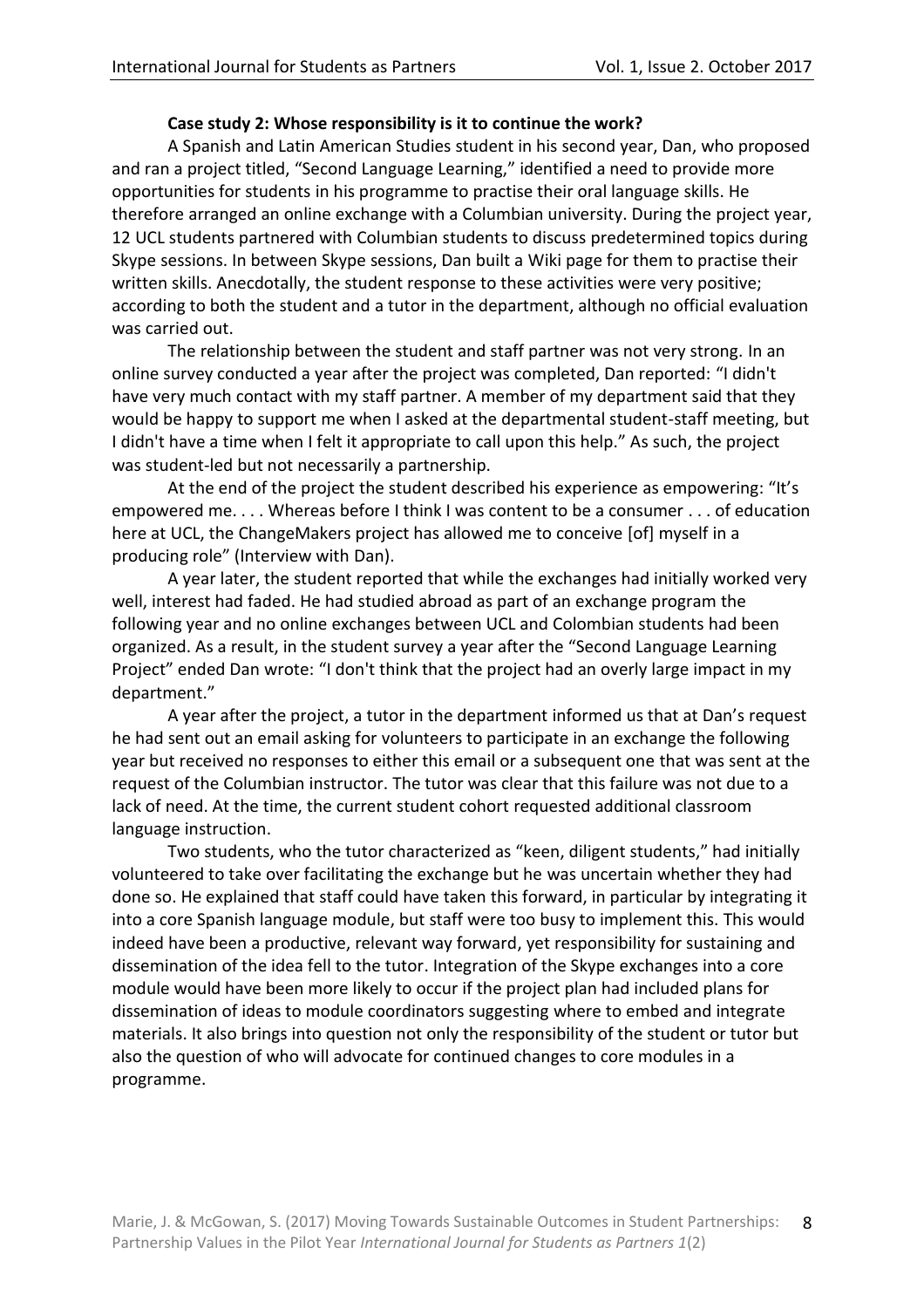**Case study 2: Whose responsibility is it to continue the work?**

A Spanish and Latin American Studies student in his second year, Dan, who proposed and ran a project titled, "Second Language Learning," identified a need to provide more opportunities for students in his programme to practise their oral language skills. He therefore arranged an online exchange with a Columbian university. During the project year, 12 UCL students partnered with Columbian students to discuss predetermined topics during Skype sessions. In between Skype sessions, Dan built a Wiki page for them to practise their written skills. Anecdotally, the student response to these activities were very positive; according to both the student and a tutor in the department, although no official evaluation was carried out.

The relationship between the student and staff partner was not very strong. In an online survey conducted a year after the project was completed, Dan reported: "I didn't have very much contact with my staff partner. A member of my department said that they would be happy to support me when I asked at the departmental student-staff meeting, but I didn't have a time when I felt it appropriate to call upon this help." As such, the project was student-led but not necessarily a partnership.

At the end of the project the student described his experience as empowering: "It's empowered me. . . . Whereas before I think I was content to be a consumer . . . of education here at UCL, the ChangeMakers project has allowed me to conceive [of] myself in a producing role" (Interview with Dan).

A year later, the student reported that while the exchanges had initially worked very well, interest had faded. He had studied abroad as part of an exchange program the following year and no online exchanges between UCL and Colombian students had been organized. As a result, in the student survey a year after the "Second Language Learning Project" ended Dan wrote: "I don't think that the project had an overly large impact in my department."

A year after the project, a tutor in the department informed us that at Dan's request he had sent out an email asking for volunteers to participate in an exchange the following year but received no responses to either this email or a subsequent one that was sent at the request of the Columbian instructor. The tutor was clear that this failure was not due to a lack of need. At the time, the current student cohort requested additional classroom language instruction.

Two students, who the tutor characterized as "keen, diligent students," had initially volunteered to take over facilitating the exchange but he was uncertain whether they had done so. He explained that staff could have taken this forward, in particular by integrating it into a core Spanish language module, but staff were too busy to implement this. This would indeed have been a productive, relevant way forward, yet responsibility for sustaining and dissemination of the idea fell to the tutor. Integration of the Skype exchanges into a core module would have been more likely to occur if the project plan had included plans for dissemination of ideas to module coordinators suggesting where to embed and integrate materials. It also brings into question not only the responsibility of the student or tutor but also the question of who will advocate for continued changes to core modules in a programme.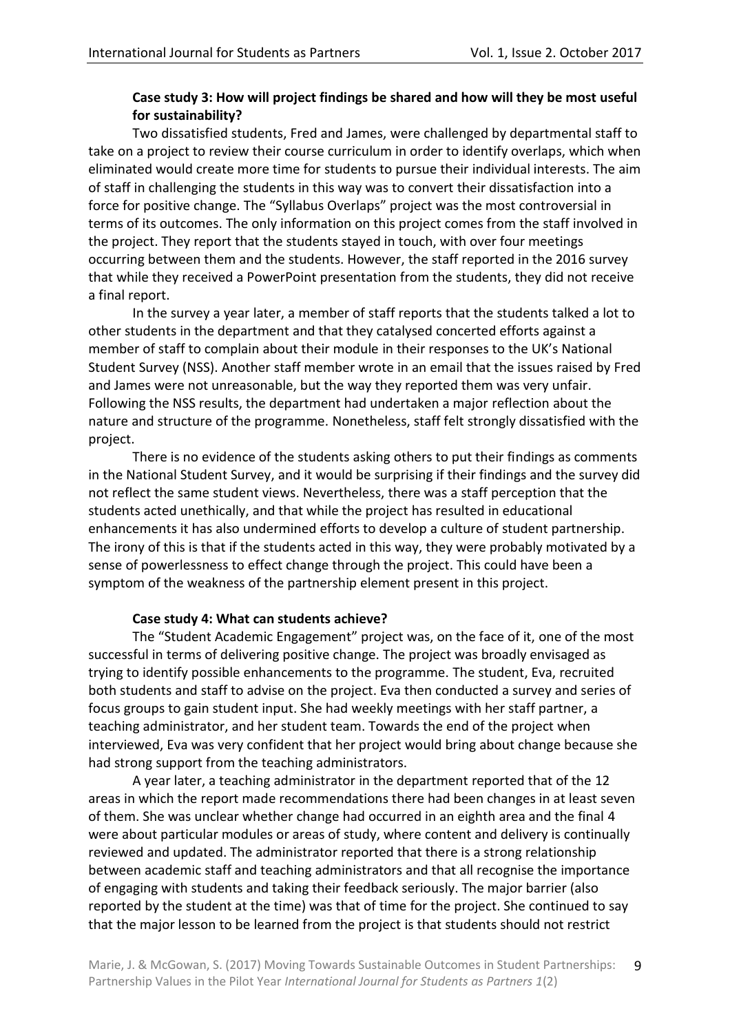**Case study 3: How will project findings be shared and how will they be most useful for sustainability?**

Two dissatisfied students, Fred and James, were challenged by departmental staff to take on a project to review their course curriculum in order to identify overlaps, which when eliminated would create more time for students to pursue their individual interests. The aim of staff in challenging the students in this way was to convert their dissatisfaction into a force for positive change. The "Syllabus Overlaps" project was the most controversial in terms of its outcomes. The only information on this project comes from the staff involved in the project. They report that the students stayed in touch, with over four meetings occurring between them and the students. However, the staff reported in the 2016 survey that while they received a PowerPoint presentation from the students, they did not receive a final report.

In the survey a year later, a member of staff reports that the students talked a lot to other students in the department and that they catalysed concerted efforts against a member of staff to complain about their module in their responses to the UK's National Student Survey (NSS). Another staff member wrote in an email that the issues raised by Fred and James were not unreasonable, but the way they reported them was very unfair. Following the NSS results, the department had undertaken a major reflection about the nature and structure of the programme. Nonetheless, staff felt strongly dissatisfied with the project.

There is no evidence of the students asking others to put their findings as comments in the National Student Survey, and it would be surprising if their findings and the survey did not reflect the same student views. Nevertheless, there was a staff perception that the students acted unethically, and that while the project has resulted in educational enhancements it has also undermined efforts to develop a culture of student partnership. The irony of this is that if the students acted in this way, they were probably motivated by a sense of powerlessness to effect change through the project. This could have been a symptom of the weakness of the partnership element present in this project.

**Case study 4: What can students achieve?**

The "Student Academic Engagement" project was, on the face of it, one of the most successful in terms of delivering positive change. The project was broadly envisaged as trying to identify possible enhancements to the programme. The student, Eva, recruited both students and staff to advise on the project. Eva then conducted a survey and series of focus groups to gain student input. She had weekly meetings with her staff partner, a teaching administrator, and her student team. Towards the end of the project when interviewed, Eva was very confident that her project would bring about change because she had strong support from the teaching administrators.

A year later, a teaching administrator in the department reported that of the 12 areas in which the report made recommendations there had been changes in at least seven of them. She was unclear whether change had occurred in an eighth area and the final 4 were about particular modules or areas of study, where content and delivery is continually reviewed and updated. The administrator reported that there is a strong relationship between academic staff and teaching administrators and that all recognise the importance of engaging with students and taking their feedback seriously. The major barrier (also reported by the student at the time) was that of time for the project. She continued to say that the major lesson to be learned from the project is that students should not restrict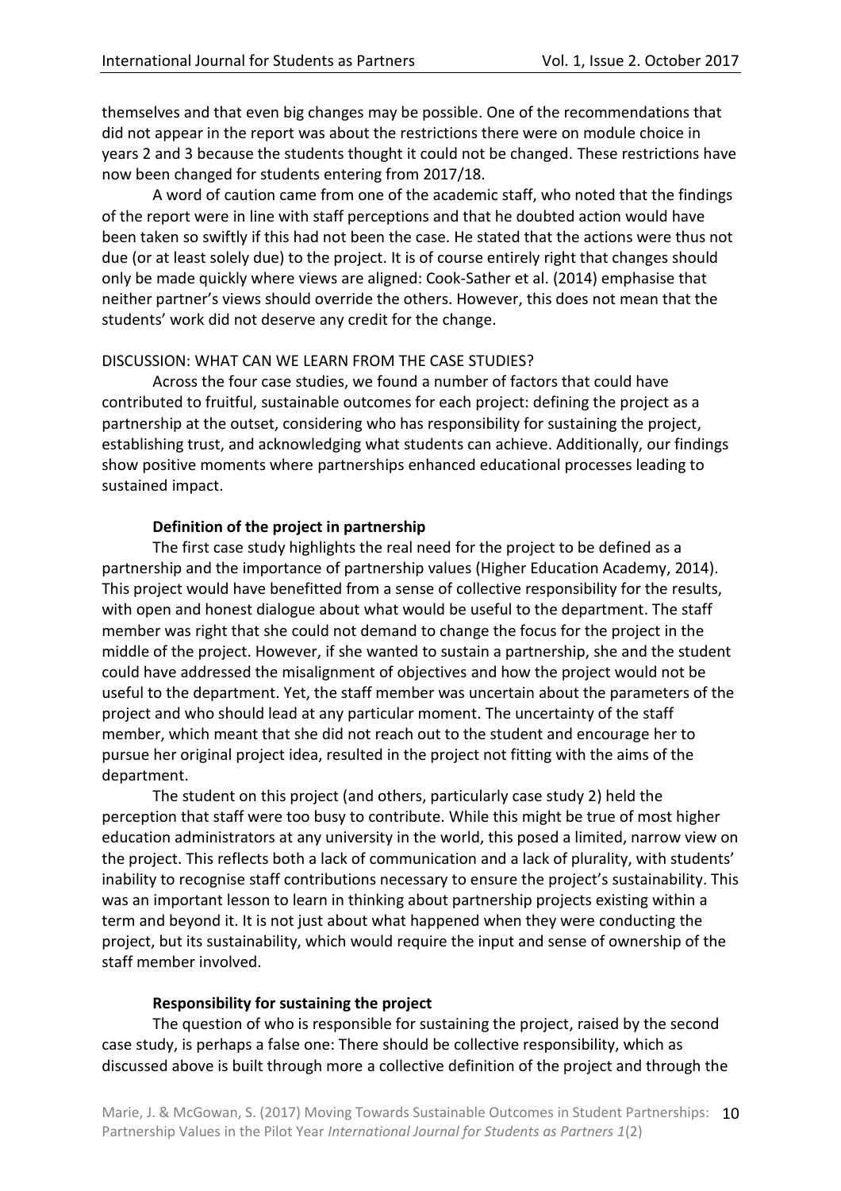themselves and that even big changes may be possible. One of the recommendations that did not appear in the report was about the restrictions there were on module choice in years 2 and 3 because the students thought it could not be changed. These restrictions have now been changed for students entering from 2017/18.

A word of caution came from one of the academic staff, who noted that the findings of the report were in line with staff perceptions and that he doubted action would have been taken so swiftly if this had not been the case. He stated that the actions were thus not due (or at least solely due) to the project. It is of course entirely right that changes should only be made quickly where views are aligned: Cook-Sather et al. (2014) emphasise that neither partner's views should override the others. However, this does not mean that the students' work did not deserve any credit for the change.

## DISCUSSION: WHAT CAN WE LEARN FROM THE CASE STUDIES?

Across the four case studies, we found a number of factors that could have contributed to fruitful, sustainable outcomes for each project: defining the project as a partnership at the outset, considering who has responsibility for sustaining the project, establishing trust, and acknowledging what students can achieve. Additionally, our findings show positive moments where partnerships enhanced educational processes leading to sustained impact.

### Definition of the project in partnership

The first case study highlights the real need for the project to be defined as a partnership and the importance of partnership values (Higher Education Academy, 2014). This project would have benefitted from a sense of collective responsibility for the results, with open and honest dialogue about what would be useful to the department. The staff member was right that she could not demand to change the focus for the project in the middle of the project. However, if she wanted to sustain a partnership, she and the student could have addressed the misalignment of objectives and how the project would not be useful to the department. Yet, the staff member was uncertain about the parameters of the project and who should lead at any particular moment. The uncertainty of the staff member, which meant that she did not reach out to the student and encourage her to pursue her original project idea, resulted in the project not fitting with the aims of the department.

The student on this project (and others, particularly case study 2) held the perception that staff were too busy to contribute. While this might be true of most higher education administrators at any university in the world, this posed a limited, narrow view on the project. This reflects both a lack of communication and a lack of plurality, with students' inability to recognise staff contributions necessary to ensure the project's sustainability. This was an important lesson to learn in thinking about partnership projects existing within a term and beyond it. It is not just about what happened when they were conducting the project, but its sustainability, which would require the input and sense of ownership of the staff member involved.

### Responsibility for sustaining the project

The question of who is responsible for sustaining the project, raised by the second case study, is perhaps a false one: There should be collective responsibility, which as discussed above is built through more a collective definition of the project and through the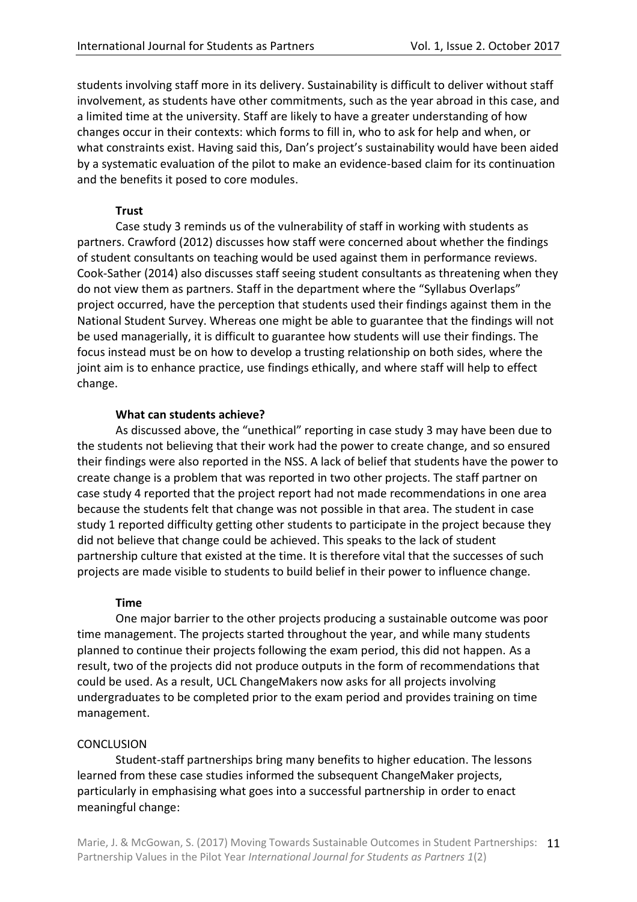students involving staff more in its delivery. Sustainability is difficult to deliver without staff involvement, as students have other commitments, such as the year abroad in this case, and a limited time at the university. Staff are likely to have a greater understanding of how changes occur in their contexts: which forms to fill in, who to ask for help and when, or what constraints exist. Having said this, Dan's project's sustainability would have been aided by a systematic evaluation of the pilot to make an evidence-based claim for its continuation and the benefits it posed to core modules.

#### Trust

Case study 3 reminds us of the vulnerability of staff in working with students as partners. Crawford (2012) discusses how staff were concerned about whether the findings of student consultants on teaching would be used against them in performance reviews. Cook-Sather (2014) also discusses staff seeing student consultants as threatening when they do not view them as partners. Staff in the department where the "Syllabus Overlaps" project occurred, have the perception that students used their findings against them in the National Student Survey. Whereas one might be able to guarantee that the findings will not be used managerially, it is difficult to guarantee how students will use their findings. The focus instead must be on how to develop a trusting relationship on both sides, where the joint aim is to enhance practice, use findings ethically, and where staff will help to effect change.

#### What can students achieve?

As discussed above, the "unethical" reporting in case study 3 may have been due to the students not believing that their work had the power to create change, and so ensured their findings were also reported in the NSS. A lack of belief that students have the power to create change is a problem that was reported in two other projects. The staff partner on case study 4 reported that the project report had not made recommendations in one area because the students felt that change was not possible in that area. The student in case study 1 reported difficulty getting other students to participate in the project because they did not believe that change could be achieved. This speaks to the lack of student partnership culture that existed at the time. It is therefore vital that the successes of such projects are made visible to students to build belief in their power to influence change.

#### Time

One major barrier to the other projects producing a sustainable outcome was poor time management. The projects started throughout the year, and while many students planned to continue their projects following the exam period, this did not happen. As a result, two of the projects did not produce outputs in the form of recommendations that could be used. As a result, UCL ChangeMakers now asks for all projects involving undergraduates to be completed prior to the exam period and provides training on time management.

## CONCLUSION

Student-staff partnerships bring many benefits to higher education. The lessons learned from these case studies informed the subsequent ChangeMaker projects, particularly in emphasising what goes into a successful partnership in order to enact meaningful change: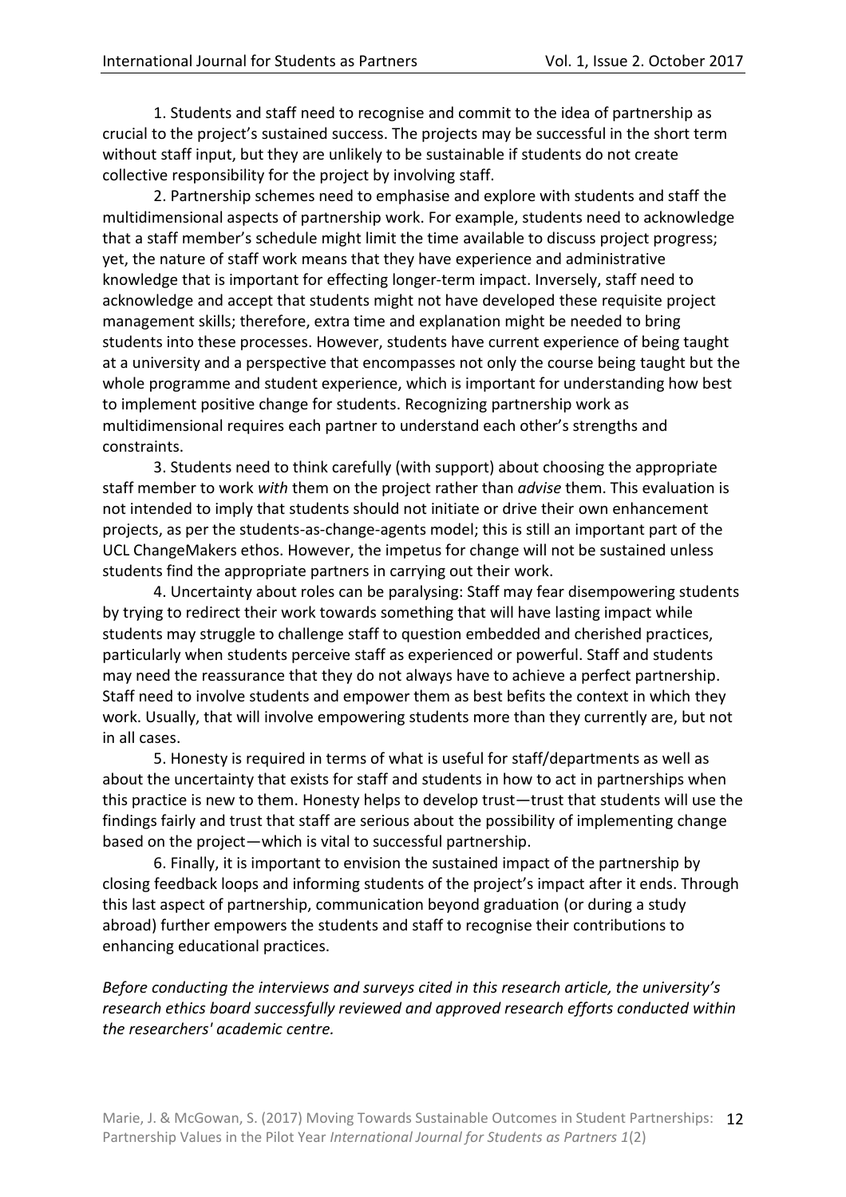1. Students and staff need to recognise and commit to the idea of partnership as crucial to the project's sustained success. The projects may be successful in the short term without staff input, but they are unlikely to be sustainable if students do not create collective responsibility for the project by involving staff.

2. Partnership schemes need to emphasise and explore with students and staff the multidimensional aspects of partnership work. For example, students need to acknowledge that a staff member's schedule might limit the time available to discuss project progress; yet, the nature of staff work means that they have experience and administrative knowledge that is important for effecting longer-term impact. Inversely, staff need to acknowledge and accept that students might not have developed these requisite project management skills; therefore, extra time and explanation might be needed to bring students into these processes. However, students have current experience of being taught at a university and a perspective that encompasses not only the course being taught but the whole programme and student experience, which is important for understanding how best to implement positive change for students. Recognizing partnership work as multidimensional requires each partner to understand each other's strengths and constraints.

3. Students need to think carefully (with support) about choosing the appropriate staff member to work *with* them on the project rather than *advise* them. This evaluation is not intended to imply that students should not initiate or drive their own enhancement projects, as per the students-as-change-agents model; this is still an important part of the UCL ChangeMakers ethos. However, the impetus for change will not be sustained unless students find the appropriate partners in carrying out their work.

4. Uncertainty about roles can be paralysing: Staff may fear disempowering students by trying to redirect their work towards something that will have lasting impact while students may struggle to challenge staff to question embedded and cherished practices, particularly when students perceive staff as experienced or powerful. Staff and students may need the reassurance that they do not always have to achieve a perfect partnership. Staff need to involve students and empower them as best befits the context in which they work. Usually, that will involve empowering students more than they currently are, but not in all cases.

5. Honesty is required in terms of what is useful for staff/departments as well as about the uncertainty that exists for staff and students in how to act in partnerships when this practice is new to them. Honesty helps to develop trust—trust that students will use the findings fairly and trust that staff are serious about the possibility of implementing change based on the project—which is vital to successful partnership.

6. Finally, it is important to envision the sustained impact of the partnership by closing feedback loops and informing students of the project's impact after it ends. Through this last aspect of partnership, communication beyond graduation (or during a study abroad) further empowers the students and staff to recognise their contributions to enhancing educational practices.

*Before conducting the interviews and surveys cited in this research article, the university's research ethics board successfully reviewed and approved research efforts conducted within the researchers' academic centre.*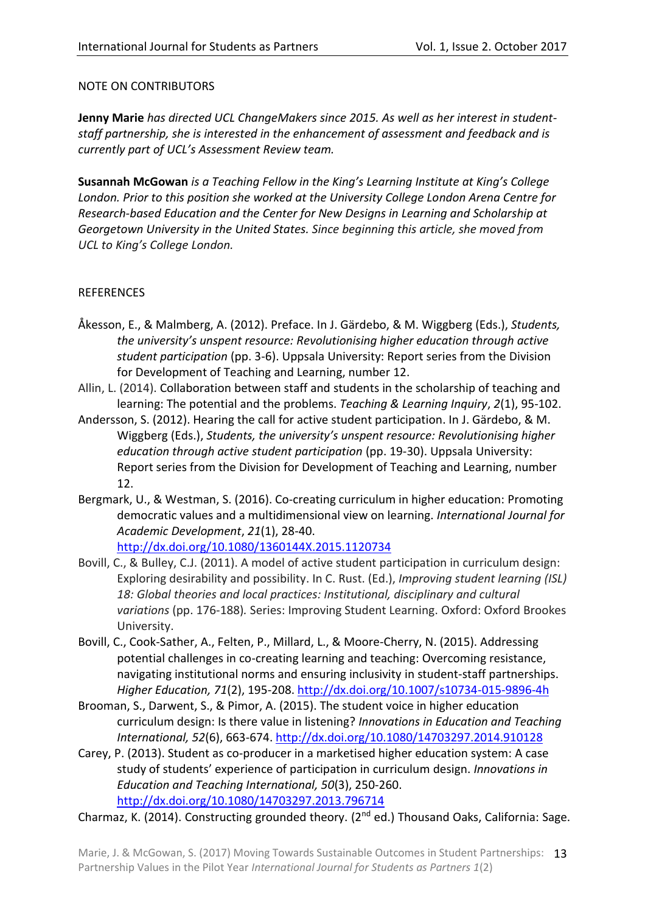NOTE ON CONTRIBUTORS

**Jenny Marie** *has directed UCL ChangeMakers since 2015. As well as her interest in student-staff partnership, she is interested in the enhancement of assessment and feedback and is currently part of UCL's Assessment Review team.*

**Susannah McGowan** *is a Teaching Fellow in the King's Learning Institute at King's College London. Prior to this position she worked at the University College London Arena Centre for Research-based Education and the Center for New Designs in Learning and Scholarship at Georgetown University in the United States. Since beginning this article, she moved from UCL to King's College London.*

REFERENCES

Åkesson, E., & Malmberg, A. (2012). Preface. In J. Gärdebo, & M. Wiggberg (Eds.), *Students, the university's unspent resource: Revolutionising higher education through active student participation* (pp. 3-6). Uppsala University: Report series from the Division for Development of Teaching and Learning, number 12.

Allin, L. (2014). Collaboration between staff and students in the scholarship of teaching and learning: The potential and the problems. *Teaching & Learning Inquiry*, *2*(1), 95-102.

Andersson, S. (2012). Hearing the call for active student participation. In J. Gärdebo, & M. Wiggberg (Eds.), *Students, the university's unspent resource: Revolutionising higher education through active student participation* (pp. 19-30). Uppsala University: Report series from the Division for Development of Teaching and Learning, number 12.

Bergmark, U., & Westman, S. (2016). Co-creating curriculum in higher education: Promoting democratic values and a multidimensional view on learning. *International Journal for Academic Development*, *21*(1), 28-40. http://dx.doi.org/10.1080/1360144X.2015.1120734

Bovill, C., & Bulley, C.J. (2011). A model of active student participation in curriculum design: Exploring desirability and possibility. In C. Rust. (Ed.), *Improving student learning (ISL) 18: Global theories and local practices: Institutional, disciplinary and cultural variations* (pp. 176-188). Series: Improving Student Learning. Oxford: Oxford Brookes University.

Bovill, C., Cook-Sather, A., Felten, P., Millard, L., & Moore-Cherry, N. (2015). Addressing potential challenges in co-creating learning and teaching: Overcoming resistance, navigating institutional norms and ensuring inclusivity in student-staff partnerships. *Higher Education, 71*(2), 195-208. http://dx.doi.org/10.1007/s10734-015-9896-4h

Brooman, S., Darwent, S., & Pimor, A. (2015). The student voice in higher education curriculum design: Is there value in listening? *Innovations in Education and Teaching International, 52*(6), 663-674. http://dx.doi.org/10.1080/14703297.2014.910128

Carey, P. (2013). Student as co-producer in a marketised higher education system: A case study of students' experience of participation in curriculum design. *Innovations in Education and Teaching International, 50*(3), 250-260. http://dx.doi.org/10.1080/14703297.2013.796714

Charmaz, K. (2014). Constructing grounded theory. (2nd ed.) Thousand Oaks, California: Sage.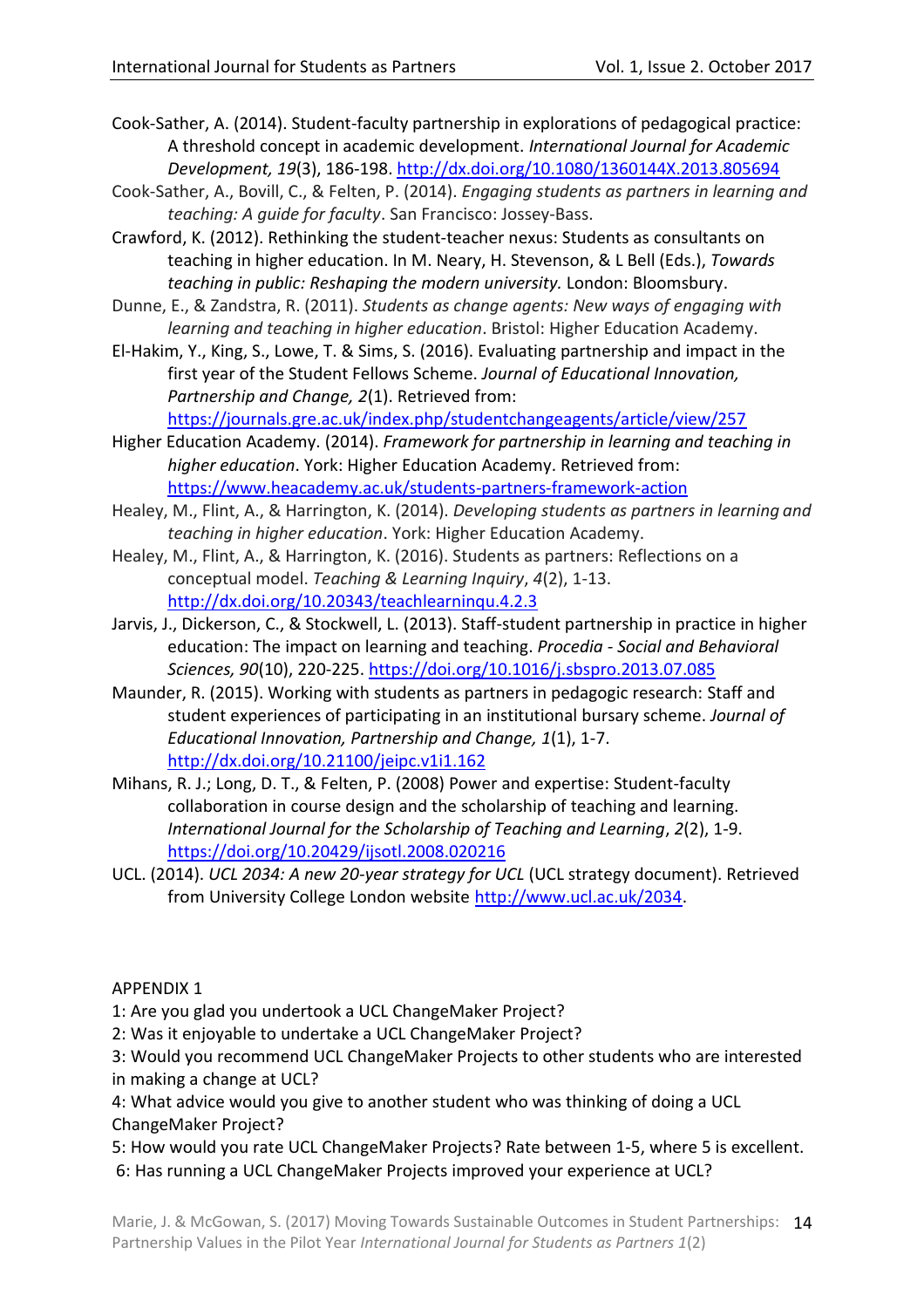Cook-Sather, A. (2014). Student-faculty partnership in explorations of pedagogical practice: A threshold concept in academic development. *International Journal for Academic Development, 19*(3), 186-198. http://dx.doi.org/10.1080/1360144X.2013.805694

Cook-Sather, A., Bovill, C., & Felten, P. (2014). *Engaging students as partners in learning and teaching: A guide for faculty*. San Francisco: Jossey-Bass.

Crawford, K. (2012). Rethinking the student-teacher nexus: Students as consultants on teaching in higher education. In M. Neary, H. Stevenson, & L Bell (Eds.), *Towards teaching in public: Reshaping the modern university.* London: Bloomsbury.

Dunne, E., & Zandstra, R. (2011). *Students as change agents: New ways of engaging with learning and teaching in higher education*. Bristol: Higher Education Academy.

El-Hakim, Y., King, S., Lowe, T. & Sims, S. (2016). Evaluating partnership and impact in the first year of the Student Fellows Scheme. *Journal of Educational Innovation, Partnership and Change, 2*(1). Retrieved from: https://journals.gre.ac.uk/index.php/studentchangeagents/article/view/257

Higher Education Academy. (2014). *Framework for partnership in learning and teaching in higher education*. York: Higher Education Academy. Retrieved from: https://www.heacademy.ac.uk/students-partners-framework-action

Healey, M., Flint, A., & Harrington, K. (2014). *Developing students as partners in learning and teaching in higher education*. York: Higher Education Academy.

Healey, M., Flint, A., & Harrington, K. (2016). Students as partners: Reflections on a conceptual model. *Teaching & Learning Inquiry*, *4*(2), 1-13. http://dx.doi.org/10.20343/teachlearninqu.4.2.3

Jarvis, J., Dickerson, C., & Stockwell, L. (2013). Staff-student partnership in practice in higher education: The impact on learning and teaching. *Procedia - Social and Behavioral Sciences, 90*(10), 220-225. https://doi.org/10.1016/j.sbspro.2013.07.085

Maunder, R. (2015). Working with students as partners in pedagogic research: Staff and student experiences of participating in an institutional bursary scheme. *Journal of Educational Innovation, Partnership and Change, 1*(1), 1-7. http://dx.doi.org/10.21100/jeipc.v1i1.162

Mihans, R. J.; Long, D. T., & Felten, P. (2008) Power and expertise: Student-faculty collaboration in course design and the scholarship of teaching and learning. *International Journal for the Scholarship of Teaching and Learning*, *2*(2), 1-9. https://doi.org/10.20429/ijsotl.2008.020216

UCL. (2014). *UCL 2034: A new 20-year strategy for UCL* (UCL strategy document). Retrieved from University College London website http://www.ucl.ac.uk/2034.

APPENDIX 1

1: Are you glad you undertook a UCL ChangeMaker Project?

2: Was it enjoyable to undertake a UCL ChangeMaker Project?

3: Would you recommend UCL ChangeMaker Projects to other students who are interested in making a change at UCL?

4: What advice would you give to another student who was thinking of doing a UCL ChangeMaker Project?

5: How would you rate UCL ChangeMaker Projects? Rate between 1-5, where 5 is excellent.

6: Has running a UCL ChangeMaker Projects improved your experience at UCL?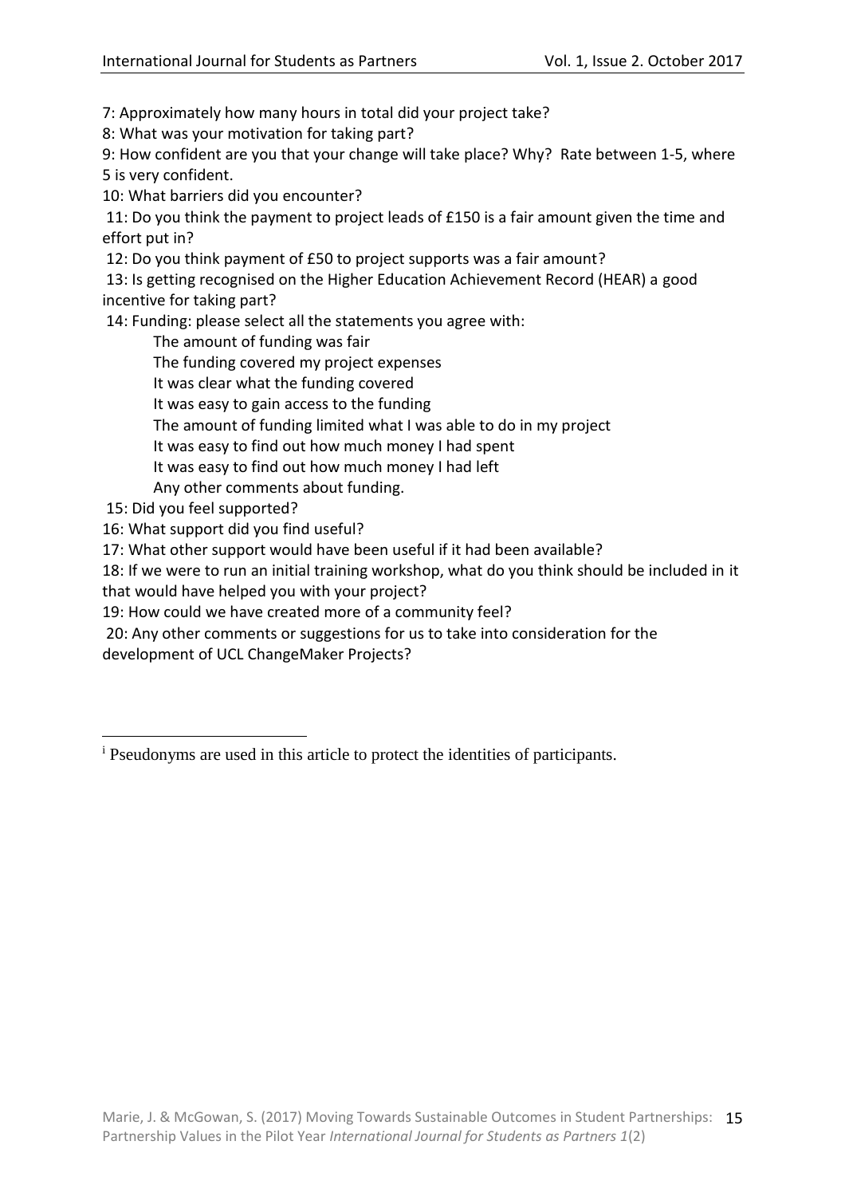7: Approximately how many hours in total did your project take?

8: What was your motivation for taking part?

9: How confident are you that your change will take place? Why? Rate between 1-5, where 5 is very confident.

10: What barriers did you encounter?

11: Do you think the payment to project leads of £150 is a fair amount given the time and effort put in?

12: Do you think payment of £50 to project supports was a fair amount?

13: Is getting recognised on the Higher Education Achievement Record (HEAR) a good incentive for taking part?

14: Funding: please select all the statements you agree with:

- The amount of funding was fair
- The funding covered my project expenses
- It was clear what the funding covered
- It was easy to gain access to the funding
- The amount of funding limited what I was able to do in my project
- It was easy to find out how much money I had spent
- It was easy to find out how much money I had left
- Any other comments about funding.

15: Did you feel supported?

16: What support did you find useful?

17: What other support would have been useful if it had been available?

18: If we were to run an initial training workshop, what do you think should be included in it that would have helped you with your project?

19: How could we have created more of a community feel?

20: Any other comments or suggestions for us to take into consideration for the development of UCL ChangeMaker Projects?

---

[i] Pseudonyms are used in this article to protect the identities of participants.